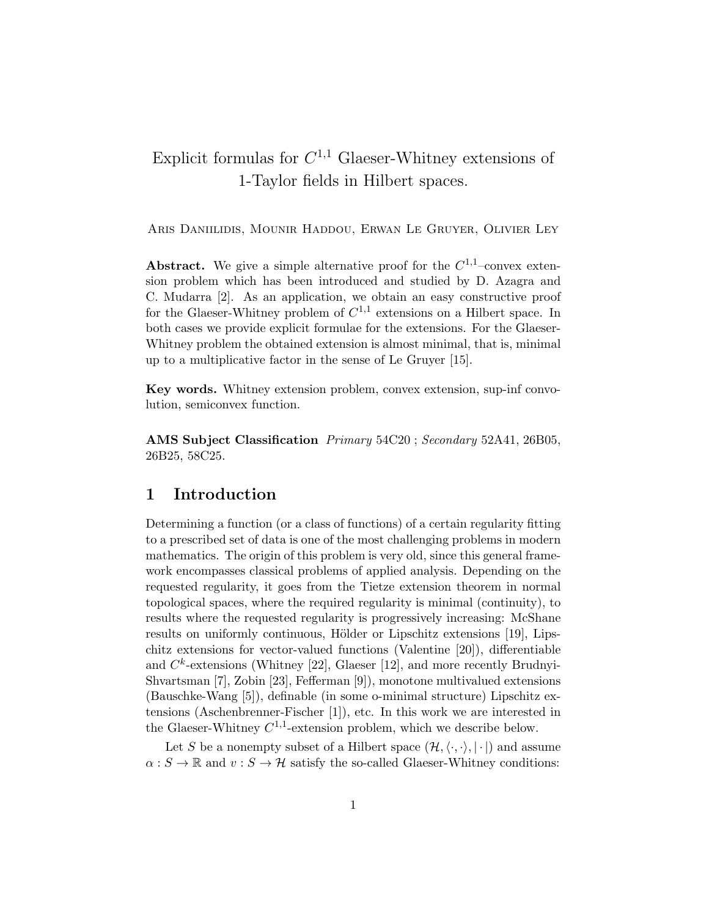# Explicit formulas for $C^{1,1}$ Glaeser-Whitney extensions of 1-Taylor fields in Hilbert spaces.

Aris Daniilidis, Mounir Haddou, Erwan Le Gruyer, Olivier Ley

**Abstract.** We give a simple alternative proof for the $C^{1,1}$–convex extension problem which has been introduced and studied by D. Azagra and C. Mudarra [2]. As an application, we obtain an easy constructive proof for the Glaeser-Whitney problem of $C^{1,1}$ extensions on a Hilbert space. In both cases we provide explicit formulae for the extensions. For the Glaeser-Whitney problem the obtained extension is almost minimal, that is, minimal up to a multiplicative factor in the sense of Le Gruyer [15].

**Key words.** Whitney extension problem, convex extension, sup-inf convolution, semiconvex function.

**AMS Subject Classification** *Primary* 54C20 ; *Secondary* 52A41, 26B05, 26B25, 58C25.

## 1 Introduction

Determining a function (or a class of functions) of a certain regularity fitting to a prescribed set of data is one of the most challenging problems in modern mathematics. The origin of this problem is very old, since this general framework encompasses classical problems of applied analysis. Depending on the requested regularity, it goes from the Tietze extension theorem in normal topological spaces, where the required regularity is minimal (continuity), to results where the requested regularity is progressively increasing: McShane results on uniformly continuous, Hölder or Lipschitz extensions [19], Lipschitz extensions for vector-valued functions (Valentine [20]), differentiable and $C^k$-extensions (Whitney [22], Glaeser [12], and more recently Brudnyi-Shvartsman [7], Zobin [23], Fefferman [9]), monotone multivalued extensions (Bauschke-Wang [5]), definable (in some o-minimal structure) Lipschitz extensions (Aschenbrenner-Fischer [1]), etc. In this work we are interested in the Glaeser-Whitney $C^{1,1}$-extension problem, which we describe below.

Let $S$ be a nonempty subset of a Hilbert space $(\mathcal{H}, \langle \cdot, \cdot \rangle, |\cdot|)$ and assume $\alpha : S \to \mathbb{R}$ and $v : S \to \mathcal{H}$ satisfy the so-called Glaeser-Whitney conditions: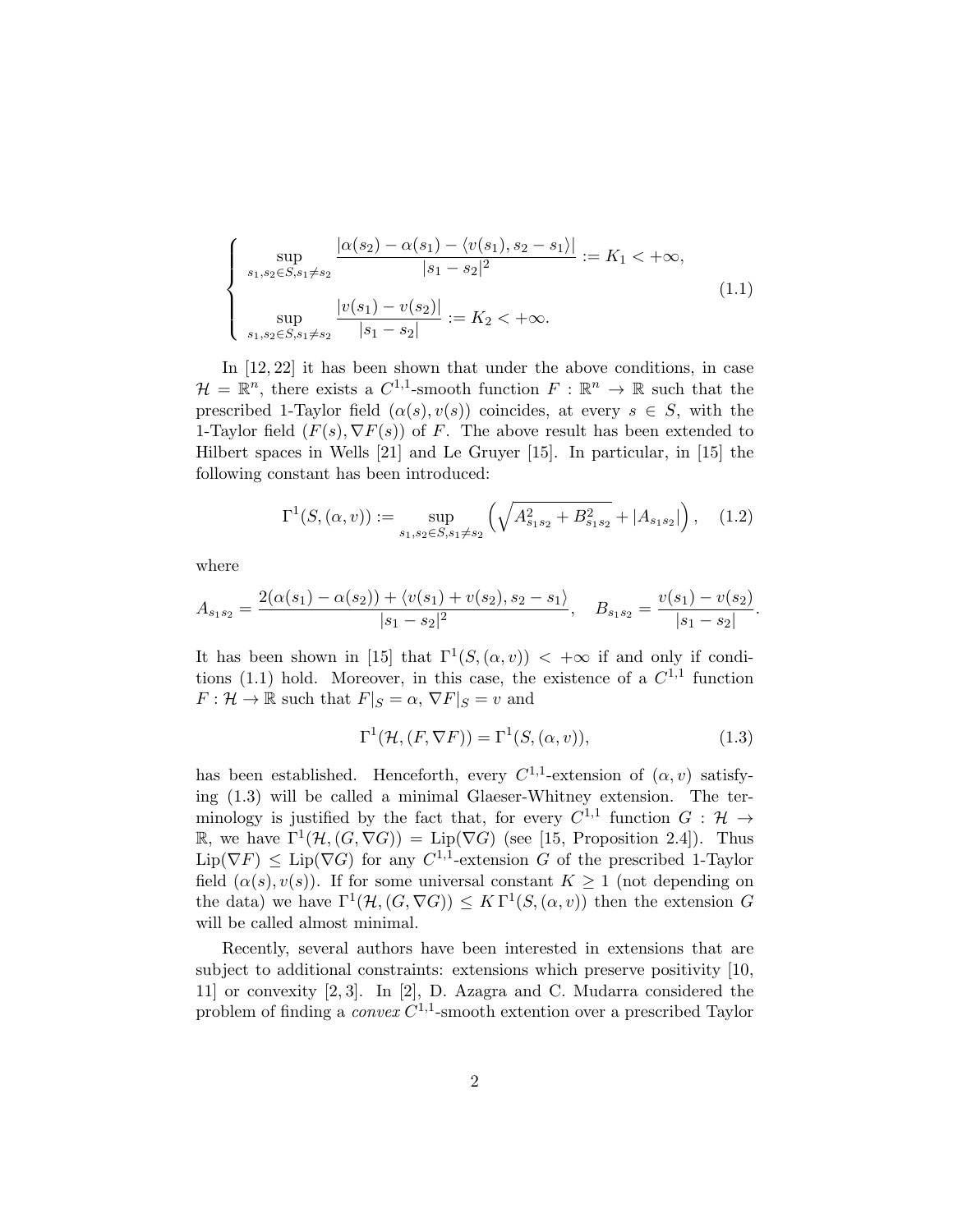$$
\left\{
\begin{aligned}
&\sup_{s_1, s_2 \in S, s_1 \neq s_2} \frac{|\alpha(s_2) - \alpha(s_1) - \langle v(s_1), s_2 - s_1 \rangle|}{|s_1 - s_2|^2} := K_1 < +\infty, \\
&\sup_{s_1, s_2 \in S, s_1 \neq s_2} \frac{|v(s_1) - v(s_2)|}{|s_1 - s_2|} := K_2 < +\infty.
\end{aligned}
\right.
\tag{1.1}
$$

In [12, 22] it has been shown that under the above conditions, in case $\mathcal{H} = \mathbb{R}^n$, there exists a $C^{1,1}$-smooth function $F : \mathbb{R}^n \to \mathbb{R}$ such that the prescribed 1-Taylor field $(\alpha(s), v(s))$ coincides, at every $s \in S$, with the 1-Taylor field $(F(s), \nabla F(s))$ of $F$. The above result has been extended to Hilbert spaces in Wells [21] and Le Gruyer [15]. In particular, in [15] the following constant has been introduced:

$$
\Gamma^1(S, (\alpha, v)) := \sup_{s_1, s_2 \in S, s_1 \neq s_2} \left( \sqrt{A_{s_1 s_2}^2 + B_{s_1 s_2}^2} + |A_{s_1 s_2}| \right), \tag{1.2}
$$

where

$$
A_{s_1 s_2} = \frac{2(\alpha(s_1) - \alpha(s_2)) + \langle v(s_1) + v(s_2), s_2 - s_1 \rangle}{|s_1 - s_2|^2}, \quad B_{s_1 s_2} = \frac{v(s_1) - v(s_2)}{|s_1 - s_2|}.
$$

It has been shown in [15] that $\Gamma^1(S, (\alpha, v)) < +\infty$ if and only if conditions (1.1) hold. Moreover, in this case, the existence of a $C^{1,1}$ function $F : \mathcal{H} \to \mathbb{R}$ such that $F|_S = \alpha$, $\nabla F|_S = v$ and

$$
\Gamma^1(\mathcal{H}, (F, \nabla F)) = \Gamma^1(S, (\alpha, v)), \tag{1.3}
$$

has been established. Henceforth, every $C^{1,1}$-extension of $(\alpha, v)$ satisfying (1.3) will be called a minimal Glaeser-Whitney extension. The terminology is justified by the fact that, for every $C^{1,1}$ function $G : \mathcal{H} \to \mathbb{R}$, we have $\Gamma^1(\mathcal{H}, (G, \nabla G)) = \mathrm{Lip}(\nabla G)$ (see [15, Proposition 2.4]). Thus $\mathrm{Lip}(\nabla F) \leq \mathrm{Lip}(\nabla G)$ for any $C^{1,1}$-extension $G$ of the prescribed 1-Taylor field $(\alpha(s), v(s))$. If for some universal constant $K \geq 1$ (not depending on the data) we have $\Gamma^1(\mathcal{H}, (G, \nabla G)) \leq K\, \Gamma^1(S, (\alpha, v))$ then the extension $G$ will be called almost minimal.

Recently, several authors have been interested in extensions that are subject to additional constraints: extensions which preserve positivity [10, 11] or convexity [2, 3]. In [2], D. Azagra and C. Mudarra considered the problem of finding a *convex* $C^{1,1}$-smooth extention over a prescribed Taylor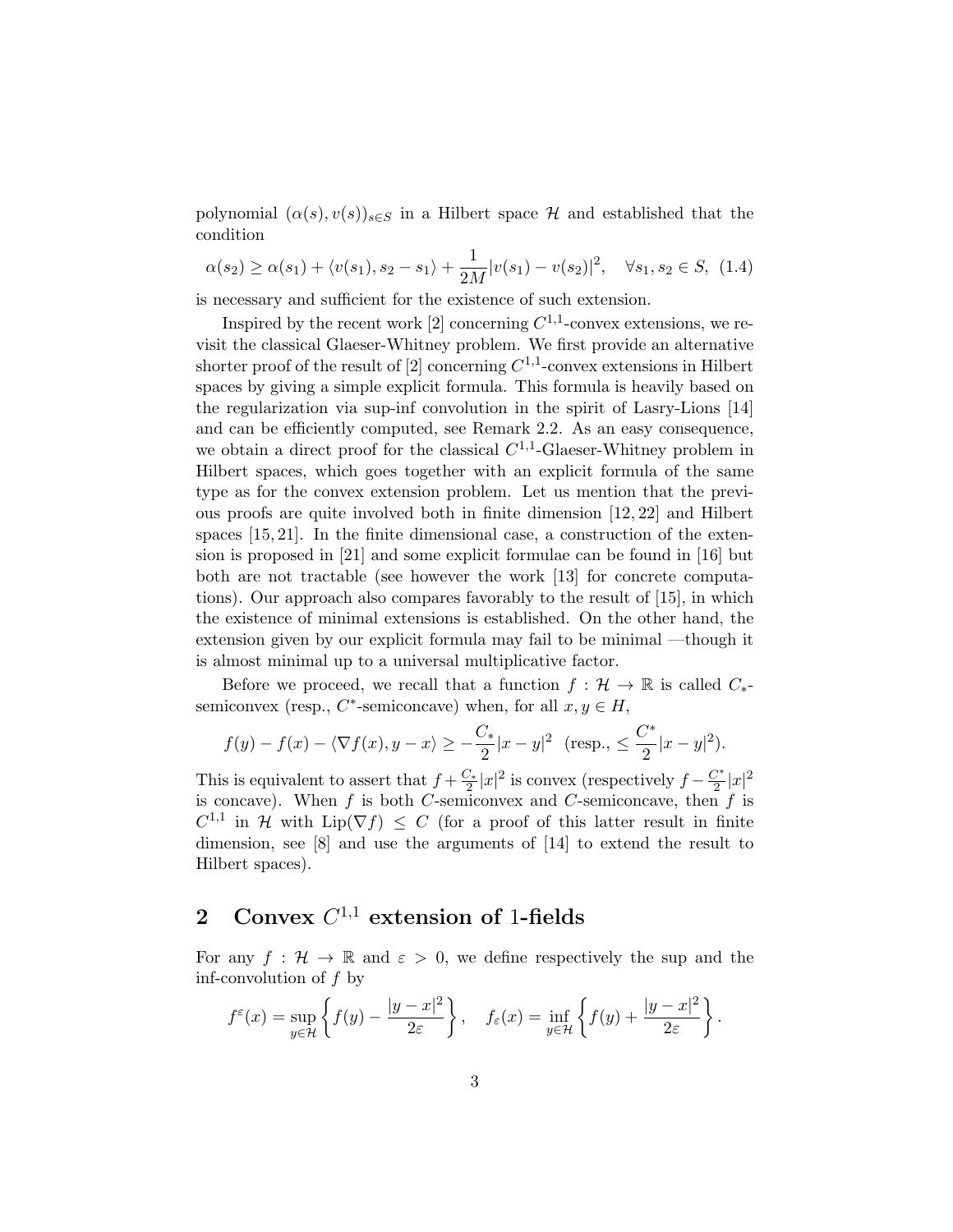polynomial $(\alpha(s), v(s))_{s\in S}$ in a Hilbert space $\mathcal{H}$ and established that the condition

$$\alpha(s_2) \geq \alpha(s_1) + \langle v(s_1), s_2 - s_1\rangle + \frac{1}{2M}|v(s_1) - v(s_2)|^2, \quad \forall s_1, s_2 \in S, \tag{1.4}$$

is necessary and sufficient for the existence of such extension.

Inspired by the recent work [2] concerning $C^{1,1}$-convex extensions, we revisit the classical Glaeser-Whitney problem. We first provide an alternative shorter proof of the result of [2] concerning $C^{1,1}$-convex extensions in Hilbert spaces by giving a simple explicit formula. This formula is heavily based on the regularization via sup-inf convolution in the spirit of Lasry-Lions [14] and can be efficiently computed, see Remark 2.2. As an easy consequence, we obtain a direct proof for the classical $C^{1,1}$-Glaeser-Whitney problem in Hilbert spaces, which goes together with an explicit formula of the same type as for the convex extension problem. Let us mention that the previous proofs are quite involved both in finite dimension [12, 22] and Hilbert spaces [15, 21]. In the finite dimensional case, a construction of the extension is proposed in [21] and some explicit formulae can be found in [16] but both are not tractable (see however the work [13] for concrete computations). Our approach also compares favorably to the result of [15], in which the existence of minimal extensions is established. On the other hand, the extension given by our explicit formula may fail to be minimal —though it is almost minimal up to a universal multiplicative factor.

Before we proceed, we recall that a function $f : \mathcal{H} \to \mathbb{R}$ is called $C_*$-semiconvex (resp., $C^*$-semiconcave) when, for all $x, y \in H$,

$$f(y) - f(x) - \langle \nabla f(x), y - x\rangle \geq -\frac{C_*}{2}|x - y|^2 \;\; \text{(resp., } \leq \frac{C^*}{2}|x - y|^2\text{)}.$$

This is equivalent to assert that $f + \frac{C_*}{2}|x|^2$ is convex (respectively $f - \frac{C^*}{2}|x|^2$ is concave). When $f$ is both $C$-semiconvex and $C$-semiconcave, then $f$ is $C^{1,1}$ in $\mathcal{H}$ with $\mathrm{Lip}(\nabla f) \leq C$ (for a proof of this latter result in finite dimension, see [8] and use the arguments of [14] to extend the result to Hilbert spaces).

## 2 Convex $C^{1,1}$ extension of 1-fields

For any $f : \mathcal{H} \to \mathbb{R}$ and $\varepsilon > 0$, we define respectively the sup and the inf-convolution of $f$ by

$$f^{\varepsilon}(x) = \sup_{y\in\mathcal{H}} \left\{ f(y) - \frac{|y - x|^2}{2\varepsilon} \right\}, \quad f_{\varepsilon}(x) = \inf_{y\in\mathcal{H}} \left\{ f(y) + \frac{|y - x|^2}{2\varepsilon} \right\}.$$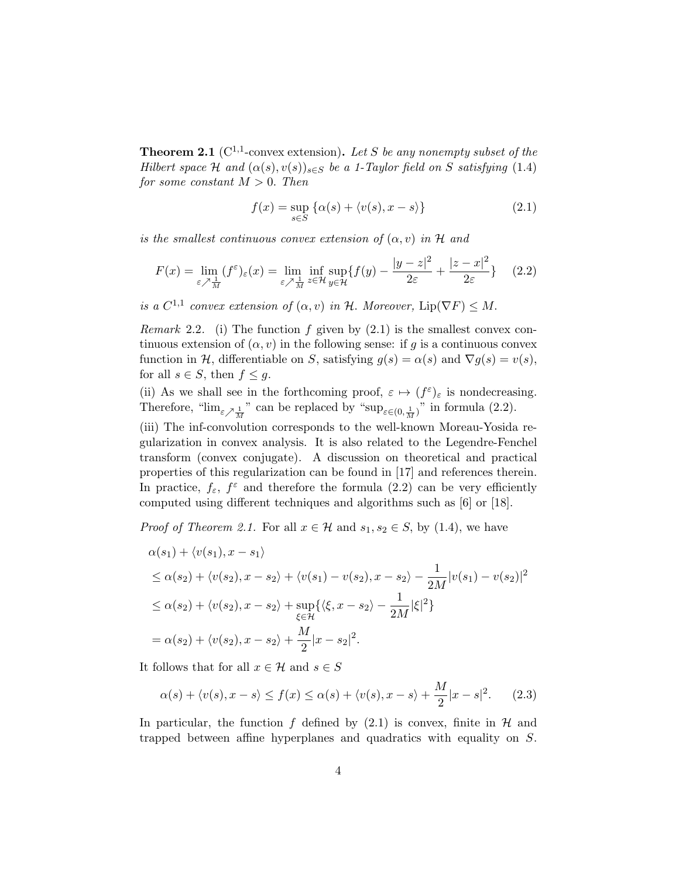**Theorem 2.1** ($C^{1,1}$-convex extension)**.** *Let $S$ be any nonempty subset of the Hilbert space $\mathcal{H}$ and $(\alpha(s), v(s))_{s\in S}$ be a 1-Taylor field on $S$ satisfying (1.4) for some constant $M > 0$. Then*

$$f(x) = \sup_{s\in S} \{\alpha(s) + \langle v(s), x - s\rangle\} \tag{2.1}$$

*is the smallest continuous convex extension of $(\alpha, v)$ in $\mathcal{H}$ and*

$$F(x) = \lim_{\varepsilon \nearrow \frac{1}{M}} (f^{\varepsilon})_{\varepsilon}(x) = \lim_{\varepsilon \nearrow \frac{1}{M}} \inf_{z\in\mathcal{H}} \sup_{y\in\mathcal{H}} \{f(y) - \frac{|y-z|^2}{2\varepsilon} + \frac{|z-x|^2}{2\varepsilon}\} \tag{2.2}$$

*is a $C^{1,1}$ convex extension of $(\alpha, v)$ in $\mathcal{H}$. Moreover,* $\mathrm{Lip}(\nabla F) \leq M$.

*Remark* 2.2. (i) The function $f$ given by (2.1) is the smallest convex continuous extension of $(\alpha, v)$ in the following sense: if $g$ is a continuous convex function in $\mathcal{H}$, differentiable on $S$, satisfying $g(s) = \alpha(s)$ and $\nabla g(s) = v(s)$, for all $s \in S$, then $f \leq g$.
(ii) As we shall see in the forthcoming proof, $\varepsilon \mapsto (f^{\varepsilon})_{\varepsilon}$ is nondecreasing. Therefore, "$\lim_{\varepsilon \nearrow \frac{1}{M}}$" can be replaced by "$\sup_{\varepsilon\in(0,\frac{1}{M})}$" in formula (2.2).
(iii) The inf-convolution corresponds to the well-known Moreau-Yosida regularization in convex analysis. It is also related to the Legendre-Fenchel transform (convex conjugate). A discussion on theoretical and practical properties of this regularization can be found in [17] and references therein. In practice, $f_{\varepsilon}$, $f^{\varepsilon}$ and therefore the formula (2.2) can be very efficiently computed using different techniques and algorithms such as [6] or [18].

*Proof of Theorem 2.1.* For all $x \in \mathcal{H}$ and $s_1, s_2 \in S$, by (1.4), we have

$$\begin{aligned}
&\alpha(s_1) + \langle v(s_1), x - s_1\rangle \\
&\leq \alpha(s_2) + \langle v(s_2), x - s_2\rangle + \langle v(s_1) - v(s_2), x - s_2\rangle - \frac{1}{2M}|v(s_1) - v(s_2)|^2 \\
&\leq \alpha(s_2) + \langle v(s_2), x - s_2\rangle + \sup_{\xi\in\mathcal{H}}\{\langle \xi, x - s_2\rangle - \frac{1}{2M}|\xi|^2\} \\
&= \alpha(s_2) + \langle v(s_2), x - s_2\rangle + \frac{M}{2}|x - s_2|^2.
\end{aligned}$$

It follows that for all $x \in \mathcal{H}$ and $s \in S$

$$\alpha(s) + \langle v(s), x - s\rangle \leq f(x) \leq \alpha(s) + \langle v(s), x - s\rangle + \frac{M}{2}|x - s|^2. \tag{2.3}$$

In particular, the function $f$ defined by (2.1) is convex, finite in $\mathcal{H}$ and trapped between affine hyperplanes and quadratics with equality on $S$.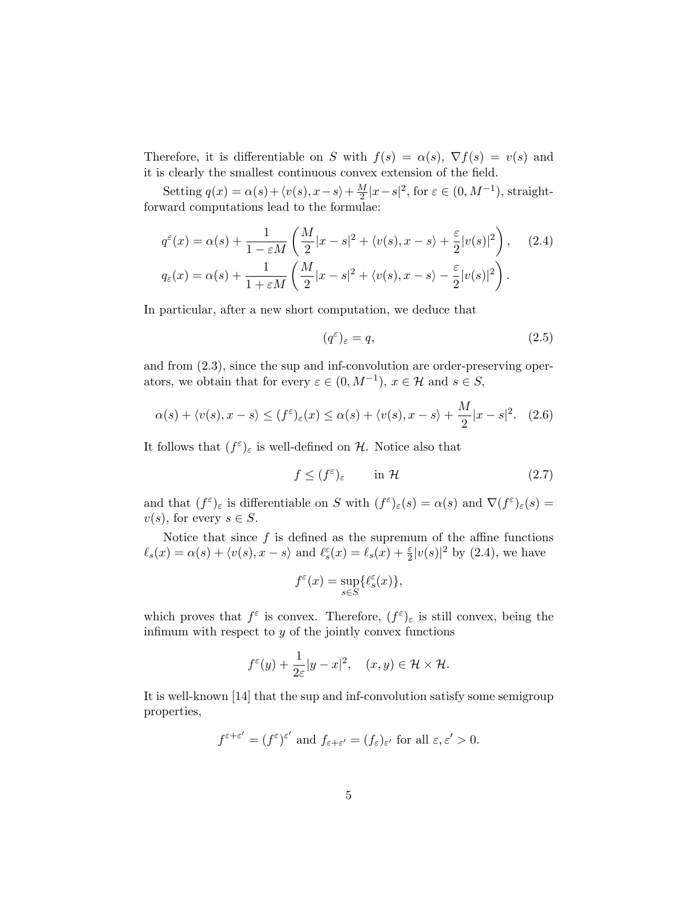Therefore, it is differentiable on $S$ with $f(s) = \alpha(s)$, $\nabla f(s) = v(s)$ and it is clearly the smallest continuous convex extension of the field.

Setting $q(x) = \alpha(s) + \langle v(s), x-s\rangle + \frac{M}{2}|x-s|^2$, for $\varepsilon \in (0, M^{-1})$, straightforward computations lead to the formulae:

$$q^\varepsilon(x) = \alpha(s) + \frac{1}{1-\varepsilon M}\left(\frac{M}{2}|x-s|^2 + \langle v(s), x-s\rangle + \frac{\varepsilon}{2}|v(s)|^2\right), \tag{2.4}$$

$$q_\varepsilon(x) = \alpha(s) + \frac{1}{1+\varepsilon M}\left(\frac{M}{2}|x-s|^2 + \langle v(s), x-s\rangle - \frac{\varepsilon}{2}|v(s)|^2\right).$$

In particular, after a new short computation, we deduce that

$$(q^\varepsilon)_\varepsilon = q, \tag{2.5}$$

and from (2.3), since the sup and inf-convolution are order-preserving operators, we obtain that for every $\varepsilon \in (0, M^{-1})$, $x \in \mathcal{H}$ and $s \in S$,

$$\alpha(s) + \langle v(s), x-s\rangle \le (f^\varepsilon)_\varepsilon(x) \le \alpha(s) + \langle v(s), x-s\rangle + \frac{M}{2}|x-s|^2. \tag{2.6}$$

It follows that $(f^\varepsilon)_\varepsilon$ is well-defined on $\mathcal{H}$. Notice also that

$$f \le (f^\varepsilon)_\varepsilon \qquad \text{in } \mathcal{H} \tag{2.7}$$

and that $(f^\varepsilon)_\varepsilon$ is differentiable on $S$ with $(f^\varepsilon)_\varepsilon(s) = \alpha(s)$ and $\nabla(f^\varepsilon)_\varepsilon(s) = v(s)$, for every $s \in S$.

Notice that since $f$ is defined as the supremum of the affine functions $\ell_s(x) = \alpha(s) + \langle v(s), x-s\rangle$ and $\ell_s^\varepsilon(x) = \ell_s(x) + \frac{\varepsilon}{2}|v(s)|^2$ by (2.4), we have

$$f^\varepsilon(x) = \sup_{s\in S}\{\ell_s^\varepsilon(x)\},$$

which proves that $f^\varepsilon$ is convex. Therefore, $(f^\varepsilon)_\varepsilon$ is still convex, being the infimum with respect to $y$ of the jointly convex functions

$$f^\varepsilon(y) + \frac{1}{2\varepsilon}|y-x|^2, \quad (x,y) \in \mathcal{H}\times\mathcal{H}.$$

It is well-known [14] that the sup and inf-convolution satisfy some semigroup properties,

$$f^{\varepsilon+\varepsilon'} = (f^\varepsilon)^{\varepsilon'} \text{ and } f_{\varepsilon+\varepsilon'} = (f_\varepsilon)_{\varepsilon'} \text{ for all } \varepsilon, \varepsilon' > 0.$$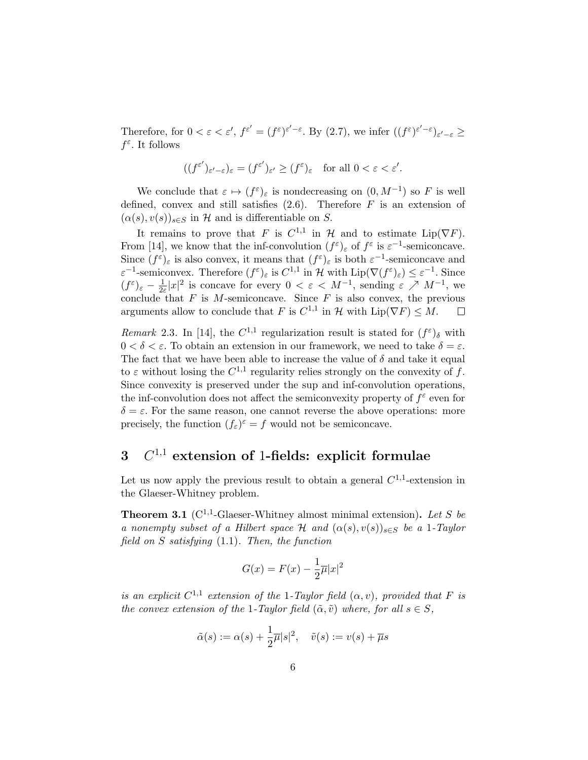Therefore, for $0 < \varepsilon < \varepsilon'$, $f^{\varepsilon'} = (f^\varepsilon)^{\varepsilon'-\varepsilon}$. By (2.7), we infer $((f^\varepsilon)^{\varepsilon'-\varepsilon})_{\varepsilon'-\varepsilon} \geq f^\varepsilon$. It follows

$$((f^{\varepsilon'})_{\varepsilon'-\varepsilon})_\varepsilon = (f^{\varepsilon'})_{\varepsilon'} \geq (f^\varepsilon)_\varepsilon \quad \text{for all } 0 < \varepsilon < \varepsilon'.$$

We conclude that $\varepsilon \mapsto (f^\varepsilon)_\varepsilon$ is nondecreasing on $(0, M^{-1})$ so $F$ is well defined, convex and still satisfies (2.6). Therefore $F$ is an extension of $(\alpha(s), v(s))_{s\in S}$ in $\mathcal{H}$ and is differentiable on $S$.

It remains to prove that $F$ is $C^{1,1}$ in $\mathcal{H}$ and to estimate $\text{Lip}(\nabla F)$. From [14], we know that the inf-convolution $(f^\varepsilon)_\varepsilon$ of $f^\varepsilon$ is $\varepsilon^{-1}$-semiconcave. Since $(f^\varepsilon)_\varepsilon$ is also convex, it means that $(f^\varepsilon)_\varepsilon$ is both $\varepsilon^{-1}$-semiconcave and $\varepsilon^{-1}$-semiconvex. Therefore $(f^\varepsilon)_\varepsilon$ is $C^{1,1}$ in $\mathcal{H}$ with $\text{Lip}(\nabla(f^\varepsilon)_\varepsilon) \leq \varepsilon^{-1}$. Since $(f^\varepsilon)_\varepsilon - \frac{1}{2\varepsilon}|x|^2$ is concave for every $0 < \varepsilon < M^{-1}$, sending $\varepsilon \nearrow M^{-1}$, we conclude that $F$ is $M$-semiconcave. Since $F$ is also convex, the previous arguments allow to conclude that $F$ is $C^{1,1}$ in $\mathcal{H}$ with $\text{Lip}(\nabla F) \leq M$. $\square$

*Remark* 2.3. In [14], the $C^{1,1}$ regularization result is stated for $(f^\varepsilon)_\delta$ with $0 < \delta < \varepsilon$. To obtain an extension in our framework, we need to take $\delta = \varepsilon$. The fact that we have been able to increase the value of $\delta$ and take it equal to $\varepsilon$ without losing the $C^{1,1}$ regularity relies strongly on the convexity of $f$. Since convexity is preserved under the sup and inf-convolution operations, the inf-convolution does not affect the semiconvexity property of $f^\varepsilon$ even for $\delta = \varepsilon$. For the same reason, one cannot reverse the above operations: more precisely, the function $(f_\varepsilon)^\varepsilon = f$ would not be semiconcave.

# 3 $C^{1,1}$ extension of 1-fields: explicit formulae

Let us now apply the previous result to obtain a general $C^{1,1}$-extension in the Glaeser-Whitney problem.

**Theorem 3.1** ($C^{1,1}$-Glaeser-Whitney almost minimal extension)**.** *Let $S$ be a nonempty subset of a Hilbert space $\mathcal{H}$ and $(\alpha(s), v(s))_{s\in S}$ be a 1-Taylor field on $S$ satisfying* (1.1)*. Then, the function*

$$G(x) = F(x) - \frac{1}{2}\overline{\mu}|x|^2$$

*is an explicit $C^{1,1}$ extension of the 1-Taylor field $(\alpha, v)$, provided that $F$ is the convex extension of the 1-Taylor field $(\tilde{\alpha}, \tilde{v})$ where, for all $s \in S$,*

$$\tilde{\alpha}(s) := \alpha(s) + \frac{1}{2}\overline{\mu}|s|^2, \quad \tilde{v}(s) := v(s) + \overline{\mu}s$$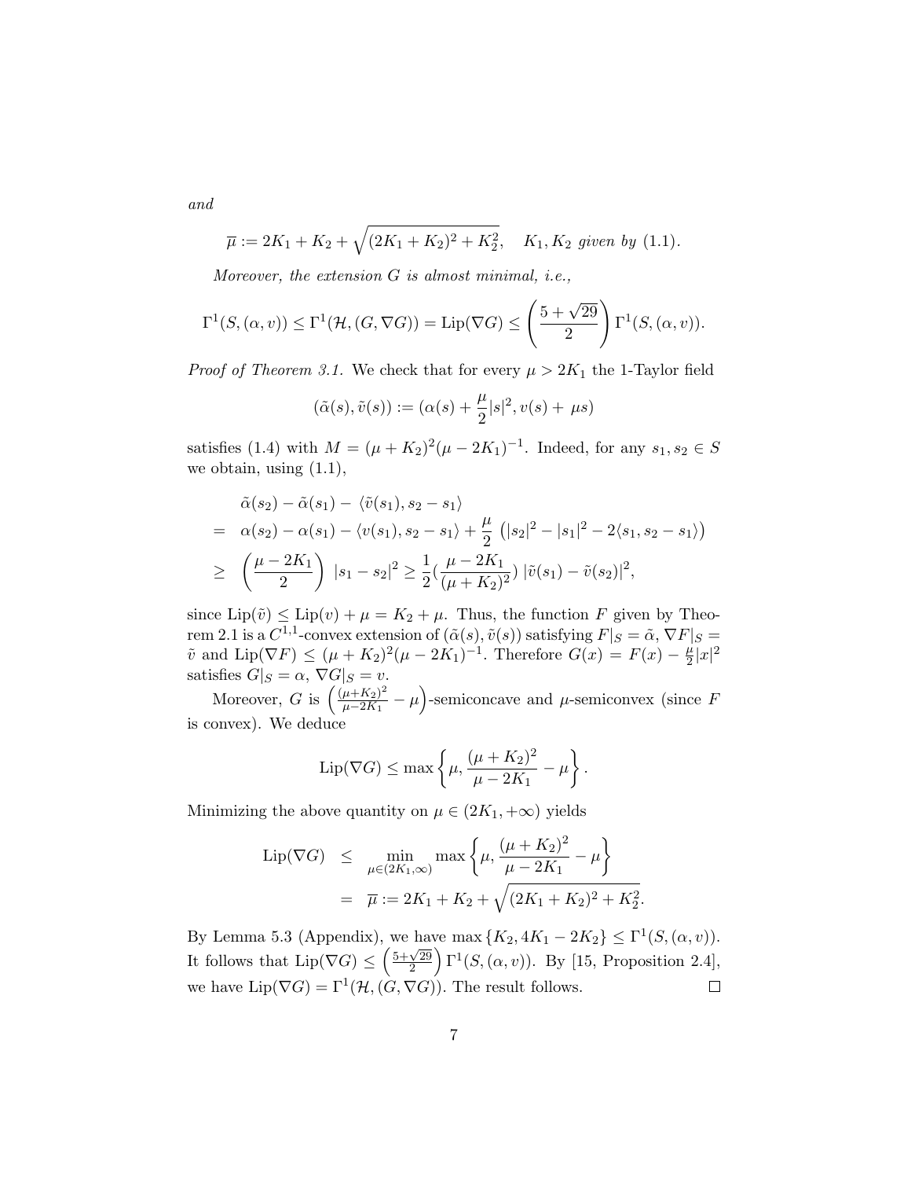*and*

$$\overline{\mu} := 2K_1 + K_2 + \sqrt{(2K_1+K_2)^2 + K_2^2}, \quad K_1, K_2 \text{ given by (1.1).}$$

*Moreover, the extension $G$ is almost minimal, i.e.,*

$$\Gamma^1(S,(\alpha,v)) \leq \Gamma^1(\mathcal{H},(G,\nabla G)) = \mathrm{Lip}(\nabla G) \leq \left(\frac{5+\sqrt{29}}{2}\right)\Gamma^1(S,(\alpha,v)).$$

*Proof of Theorem 3.1.* We check that for every $\mu > 2K_1$ the 1-Taylor field

$$(\tilde{\alpha}(s), \tilde{v}(s)) := (\alpha(s) + \frac{\mu}{2}|s|^2, v(s) + \mu s)$$

satisfies (1.4) with $M = (\mu + K_2)^2(\mu - 2K_1)^{-1}$. Indeed, for any $s_1, s_2 \in S$ we obtain, using (1.1),

$$\begin{aligned}
& \tilde{\alpha}(s_2) - \tilde{\alpha}(s_1) - \langle \tilde{v}(s_1), s_2 - s_1\rangle \\
= \;& \alpha(s_2) - \alpha(s_1) - \langle v(s_1), s_2 - s_1\rangle + \frac{\mu}{2}\left(|s_2|^2 - |s_1|^2 - 2\langle s_1, s_2 - s_1\rangle\right) \\
\geq \;& \left(\frac{\mu - 2K_1}{2}\right)|s_1 - s_2|^2 \geq \frac{1}{2}(\frac{\mu - 2K_1}{(\mu+K_2)^2})\,|\tilde{v}(s_1) - \tilde{v}(s_2)|^2,
\end{aligned}$$

since $\mathrm{Lip}(\tilde{v}) \leq \mathrm{Lip}(v) + \mu = K_2 + \mu$. Thus, the function $F$ given by Theorem 2.1 is a $C^{1,1}$-convex extension of $(\tilde{\alpha}(s), \tilde{v}(s))$ satisfying $F|_S = \tilde{\alpha}$, $\nabla F|_S = \tilde{v}$ and $\mathrm{Lip}(\nabla F) \leq (\mu + K_2)^2(\mu - 2K_1)^{-1}$. Therefore $G(x) = F(x) - \frac{\mu}{2}|x|^2$ satisfies $G|_S = \alpha$, $\nabla G|_S = v$.

Moreover, $G$ is $\left(\frac{(\mu+K_2)^2}{\mu-2K_1} - \mu\right)$-semiconcave and $\mu$-semiconvex (since $F$ is convex). We deduce

$$\mathrm{Lip}(\nabla G) \leq \max\left\{\mu, \frac{(\mu+K_2)^2}{\mu - 2K_1} - \mu\right\}.$$

Minimizing the above quantity on $\mu \in (2K_1, +\infty)$ yields

$$\begin{aligned}
\mathrm{Lip}(\nabla G) &\leq \min_{\mu \in (2K_1,\infty)} \max\left\{\mu, \frac{(\mu+K_2)^2}{\mu - 2K_1} - \mu\right\} \\
&= \overline{\mu} := 2K_1 + K_2 + \sqrt{(2K_1+K_2)^2 + K_2^2}.
\end{aligned}$$

By Lemma 5.3 (Appendix), we have $\max\{K_2, 4K_1 - 2K_2\} \leq \Gamma^1(S,(\alpha,v))$. It follows that $\mathrm{Lip}(\nabla G) \leq \left(\frac{5+\sqrt{29}}{2}\right)\Gamma^1(S,(\alpha,v))$. By [15, Proposition 2.4], we have $\mathrm{Lip}(\nabla G) = \Gamma^1(\mathcal{H},(G,\nabla G))$. The result follows. $\square$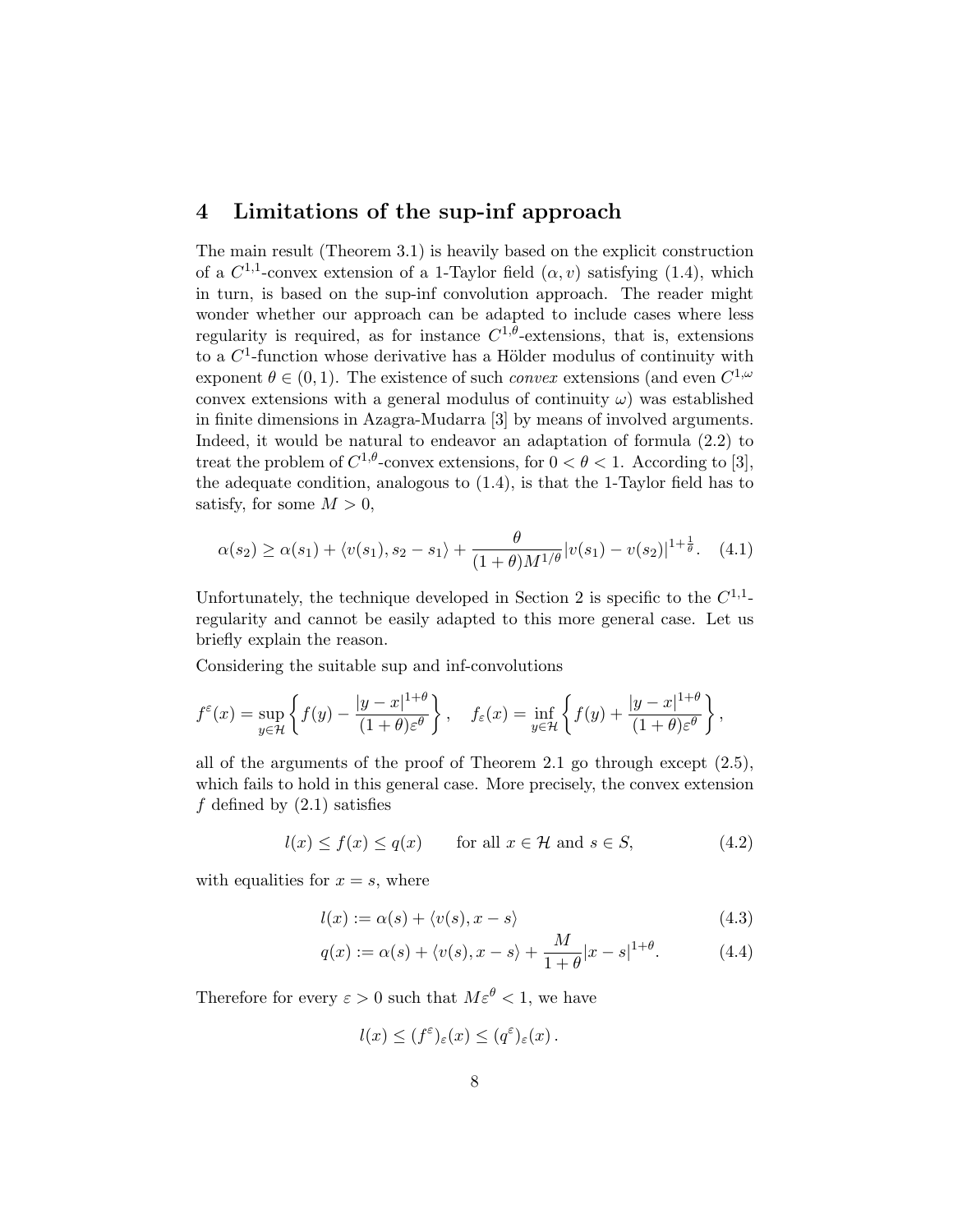## 4 Limitations of the sup-inf approach

The main result (Theorem 3.1) is heavily based on the explicit construction of a $C^{1,1}$-convex extension of a 1-Taylor field $(\alpha, v)$ satisfying (1.4), which in turn, is based on the sup-inf convolution approach. The reader might wonder whether our approach can be adapted to include cases where less regularity is required, as for instance $C^{1,\theta}$-extensions, that is, extensions to a $C^1$-function whose derivative has a Hölder modulus of continuity with exponent $\theta \in (0,1)$. The existence of such *convex* extensions (and even $C^{1,\omega}$ convex extensions with a general modulus of continuity $\omega$) was established in finite dimensions in Azagra-Mudarra [3] by means of involved arguments. Indeed, it would be natural to endeavor an adaptation of formula (2.2) to treat the problem of $C^{1,\theta}$-convex extensions, for $0 < \theta < 1$. According to [3], the adequate condition, analogous to (1.4), is that the 1-Taylor field has to satisfy, for some $M > 0$,

$$\alpha(s_2) \geq \alpha(s_1) + \langle v(s_1), s_2 - s_1 \rangle + \frac{\theta}{(1+\theta)M^{1/\theta}} |v(s_1) - v(s_2)|^{1+\frac{1}{\theta}}. \quad (4.1)$$

Unfortunately, the technique developed in Section 2 is specific to the $C^{1,1}$-regularity and cannot be easily adapted to this more general case. Let us briefly explain the reason.

Considering the suitable sup and inf-convolutions

$$f^{\varepsilon}(x) = \sup_{y \in \mathcal{H}} \left\{ f(y) - \frac{|y-x|^{1+\theta}}{(1+\theta)\varepsilon^{\theta}} \right\}, \quad f_{\varepsilon}(x) = \inf_{y \in \mathcal{H}} \left\{ f(y) + \frac{|y-x|^{1+\theta}}{(1+\theta)\varepsilon^{\theta}} \right\},$$

all of the arguments of the proof of Theorem 2.1 go through except (2.5), which fails to hold in this general case. More precisely, the convex extension $f$ defined by (2.1) satisfies

$$l(x) \leq f(x) \leq q(x) \qquad \text{for all } x \in \mathcal{H} \text{ and } s \in S, \quad (4.2)$$

with equalities for $x = s$, where

$$l(x) := \alpha(s) + \langle v(s), x - s \rangle \quad (4.3)$$

$$q(x) := \alpha(s) + \langle v(s), x - s \rangle + \frac{M}{1+\theta}|x - s|^{1+\theta}. \quad (4.4)$$

Therefore for every $\varepsilon > 0$ such that $M\varepsilon^{\theta} < 1$, we have

$$l(x) \leq (f^{\varepsilon})_{\varepsilon}(x) \leq (q^{\varepsilon})_{\varepsilon}(x).$$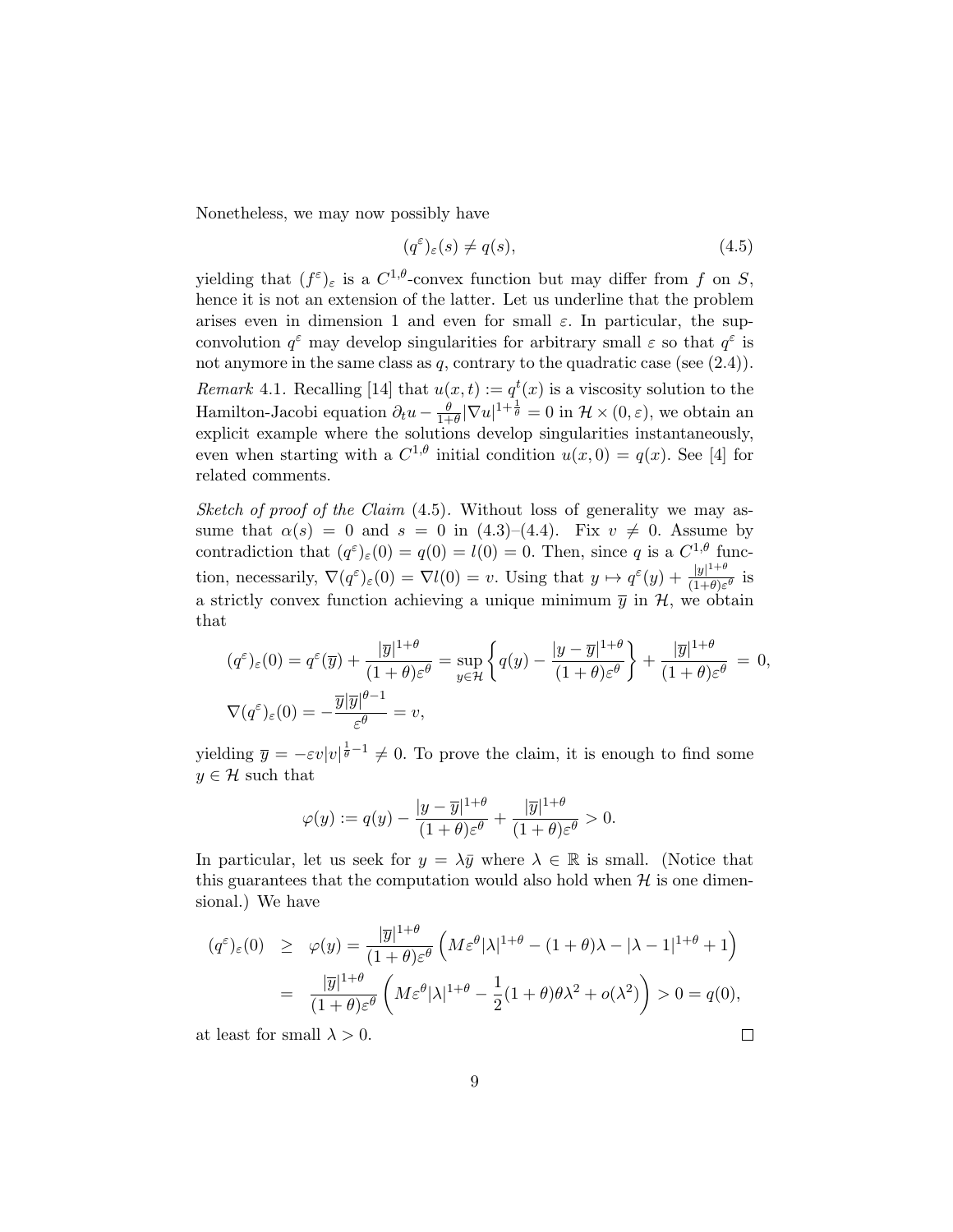Nonetheless, we may now possibly have

$$(q^\varepsilon)_\varepsilon(s) \neq q(s), \tag{4.5}$$

yielding that $(f^\varepsilon)_\varepsilon$ is a $C^{1,\theta}$-convex function but may differ from $f$ on $S$, hence it is not an extension of the latter. Let us underline that the problem arises even in dimension 1 and even for small $\varepsilon$. In particular, the sup-convolution $q^\varepsilon$ may develop singularities for arbitrary small $\varepsilon$ so that $q^\varepsilon$ is not anymore in the same class as $q$, contrary to the quadratic case (see (2.4)).

*Remark* 4.1. Recalling [14] that $u(x,t) := q^t(x)$ is a viscosity solution to the Hamilton-Jacobi equation $\partial_t u - \frac{\theta}{1+\theta}|\nabla u|^{1+\frac{1}{\theta}} = 0$ in $\mathcal{H} \times (0, \varepsilon)$, we obtain an explicit example where the solutions develop singularities instantaneously, even when starting with a $C^{1,\theta}$ initial condition $u(x,0) = q(x)$. See [4] for related comments.

*Sketch of proof of the Claim* (4.5). Without loss of generality we may assume that $\alpha(s) = 0$ and $s = 0$ in (4.3)–(4.4). Fix $v \neq 0$. Assume by contradiction that $(q^\varepsilon)_\varepsilon(0) = q(0) = l(0) = 0$. Then, since $q$ is a $C^{1,\theta}$ function, necessarily, $\nabla (q^\varepsilon)_\varepsilon(0) = \nabla l(0) = v$. Using that $y \mapsto q^\varepsilon(y) + \frac{|y|^{1+\theta}}{(1+\theta)\varepsilon^\theta}$ is a strictly convex function achieving a unique minimum $\overline{y}$ in $\mathcal{H}$, we obtain that

$$(q^\varepsilon)_\varepsilon(0) = q^\varepsilon(\overline{y}) + \frac{|\overline{y}|^{1+\theta}}{(1+\theta)\varepsilon^\theta} = \sup_{y\in\mathcal{H}} \left\{ q(y) - \frac{|y-\overline{y}|^{1+\theta}}{(1+\theta)\varepsilon^\theta} \right\} + \frac{|\overline{y}|^{1+\theta}}{(1+\theta)\varepsilon^\theta} = 0,$$

$$\nabla (q^\varepsilon)_\varepsilon(0) = -\frac{\overline{y}|\overline{y}|^{\theta-1}}{\varepsilon^\theta} = v,$$

yielding $\overline{y} = -\varepsilon v |v|^{\frac{1}{\theta}-1} \neq 0$. To prove the claim, it is enough to find some $y \in \mathcal{H}$ such that

$$\varphi(y) := q(y) - \frac{|y-\overline{y}|^{1+\theta}}{(1+\theta)\varepsilon^\theta} + \frac{|\overline{y}|^{1+\theta}}{(1+\theta)\varepsilon^\theta} > 0.$$

In particular, let us seek for $y = \lambda \bar{y}$ where $\lambda \in \mathbb{R}$ is small. (Notice that this guarantees that the computation would also hold when $\mathcal{H}$ is one dimensional.) We have

$$\begin{aligned}
(q^\varepsilon)_\varepsilon(0) &\geq \varphi(y) = \frac{|\overline{y}|^{1+\theta}}{(1+\theta)\varepsilon^\theta} \left( M\varepsilon^\theta |\lambda|^{1+\theta} - (1+\theta)\lambda - |\lambda - 1|^{1+\theta} + 1 \right) \\
&= \frac{|\overline{y}|^{1+\theta}}{(1+\theta)\varepsilon^\theta} \left( M\varepsilon^\theta |\lambda|^{1+\theta} - \frac{1}{2}(1+\theta)\theta\lambda^2 + o(\lambda^2) \right) > 0 = q(0),
\end{aligned}$$

at least for small $\lambda > 0$. $\square$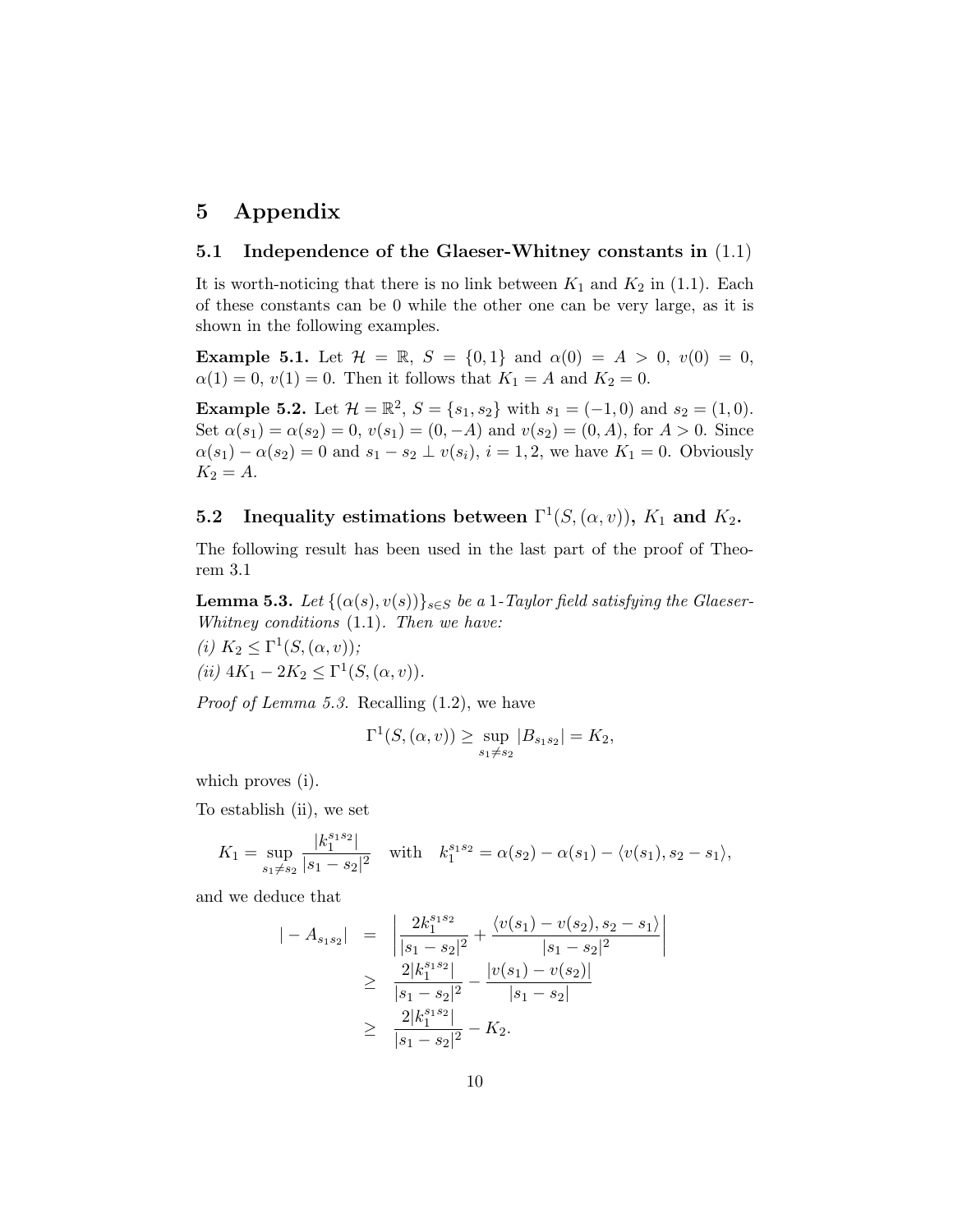# 5 Appendix

## 5.1 Independence of the Glaeser-Whitney constants in (1.1)

It is worth-noticing that there is no link between $K_1$ and $K_2$ in (1.1). Each of these constants can be 0 while the other one can be very large, as it is shown in the following examples.

**Example 5.1.** Let $\mathcal{H} = \mathbb{R}$, $S = \{0, 1\}$ and $\alpha(0) = A > 0$, $v(0) = 0$, $\alpha(1) = 0$, $v(1) = 0$. Then it follows that $K_1 = A$ and $K_2 = 0$.

**Example 5.2.** Let $\mathcal{H} = \mathbb{R}^2$, $S = \{s_1, s_2\}$ with $s_1 = (-1, 0)$ and $s_2 = (1, 0)$. Set $\alpha(s_1) = \alpha(s_2) = 0$, $v(s_1) = (0, -A)$ and $v(s_2) = (0, A)$, for $A > 0$. Since $\alpha(s_1) - \alpha(s_2) = 0$ and $s_1 - s_2 \perp v(s_i)$, $i = 1, 2$, we have $K_1 = 0$. Obviously $K_2 = A$.

## 5.2 Inequality estimations between $\Gamma^1(S, (\alpha, v))$, $K_1$ and $K_2$.

The following result has been used in the last part of the proof of Theorem 3.1

**Lemma 5.3.** *Let $\{(\alpha(s), v(s))\}_{s \in S}$ be a 1-Taylor field satisfying the Glaeser-Whitney conditions* (1.1)*. Then we have:*
*(i) $K_2 \le \Gamma^1(S, (\alpha, v))$;*
*(ii) $4K_1 - 2K_2 \le \Gamma^1(S, (\alpha, v))$.*

*Proof of Lemma 5.3.* Recalling (1.2), we have

$$\Gamma^1(S, (\alpha, v)) \ge \sup_{s_1 \ne s_2} |B_{s_1 s_2}| = K_2,$$

which proves (i).

To establish (ii), we set

$$K_1 = \sup_{s_1 \ne s_2} \frac{|k_1^{s_1 s_2}|}{|s_1 - s_2|^2} \quad \text{with} \quad k_1^{s_1 s_2} = \alpha(s_2) - \alpha(s_1) - \langle v(s_1), s_2 - s_1 \rangle,$$

and we deduce that

$$\begin{aligned} |-A_{s_1 s_2}| &= \left| \frac{2k_1^{s_1 s_2}}{|s_1 - s_2|^2} + \frac{\langle v(s_1) - v(s_2), s_2 - s_1 \rangle}{|s_1 - s_2|^2} \right| \\ &\ge \frac{2|k_1^{s_1 s_2}|}{|s_1 - s_2|^2} - \frac{|v(s_1) - v(s_2)|}{|s_1 - s_2|} \\ &\ge \frac{2|k_1^{s_1 s_2}|}{|s_1 - s_2|^2} - K_2. \end{aligned}$$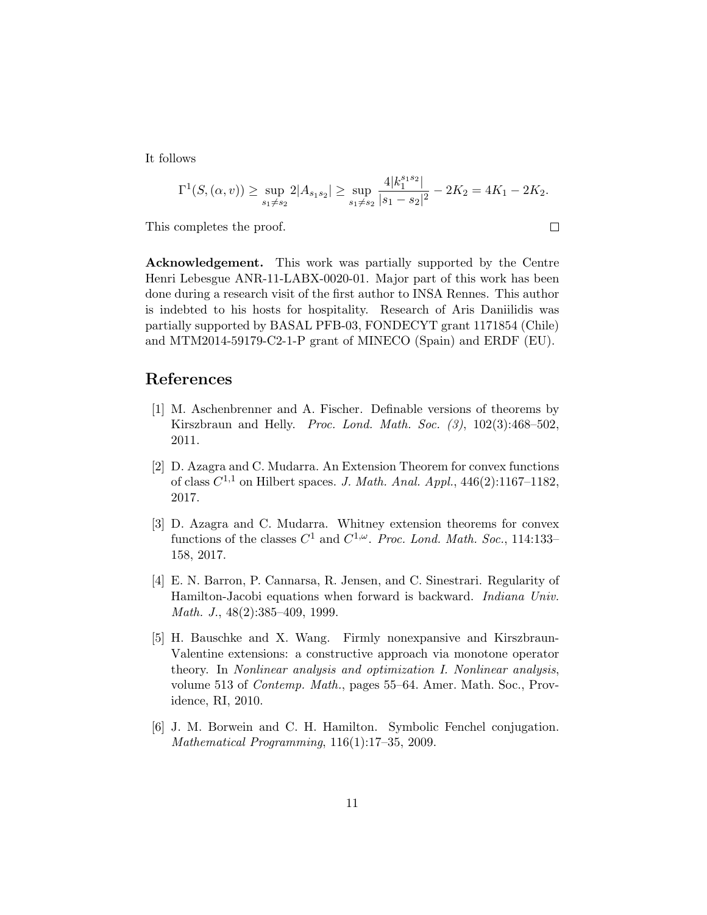It follows

$$\Gamma^1(S, (\alpha, v)) \geq \sup_{s_1 \neq s_2} 2|A_{s_1 s_2}| \geq \sup_{s_1 \neq s_2} \frac{4|k_1^{s_1 s_2}|}{|s_1 - s_2|^2} - 2K_2 = 4K_1 - 2K_2.$$

This completes the proof. $\square$

**Acknowledgement.** This work was partially supported by the Centre Henri Lebesgue ANR-11-LABX-0020-01. Major part of this work has been done during a research visit of the first author to INSA Rennes. This author is indebted to his hosts for hospitality. Research of Aris Daniilidis was partially supported by BASAL PFB-03, FONDECYT grant 1171854 (Chile) and MTM2014-59179-C2-1-P grant of MINECO (Spain) and ERDF (EU).

# References

[1] M. Aschenbrenner and A. Fischer. Definable versions of theorems by Kirszbraun and Helly. *Proc. Lond. Math. Soc. (3)*, 102(3):468–502, 2011.

[2] D. Azagra and C. Mudarra. An Extension Theorem for convex functions of class $C^{1,1}$ on Hilbert spaces. *J. Math. Anal. Appl.*, 446(2):1167–1182, 2017.

[3] D. Azagra and C. Mudarra. Whitney extension theorems for convex functions of the classes $C^1$ and $C^{1,\omega}$. *Proc. Lond. Math. Soc.*, 114:133–158, 2017.

[4] E. N. Barron, P. Cannarsa, R. Jensen, and C. Sinestrari. Regularity of Hamilton-Jacobi equations when forward is backward. *Indiana Univ. Math. J.*, 48(2):385–409, 1999.

[5] H. Bauschke and X. Wang. Firmly nonexpansive and Kirszbraun-Valentine extensions: a constructive approach via monotone operator theory. In *Nonlinear analysis and optimization I. Nonlinear analysis*, volume 513 of *Contemp. Math.*, pages 55–64. Amer. Math. Soc., Providence, RI, 2010.

[6] J. M. Borwein and C. H. Hamilton. Symbolic Fenchel conjugation. *Mathematical Programming*, 116(1):17–35, 2009.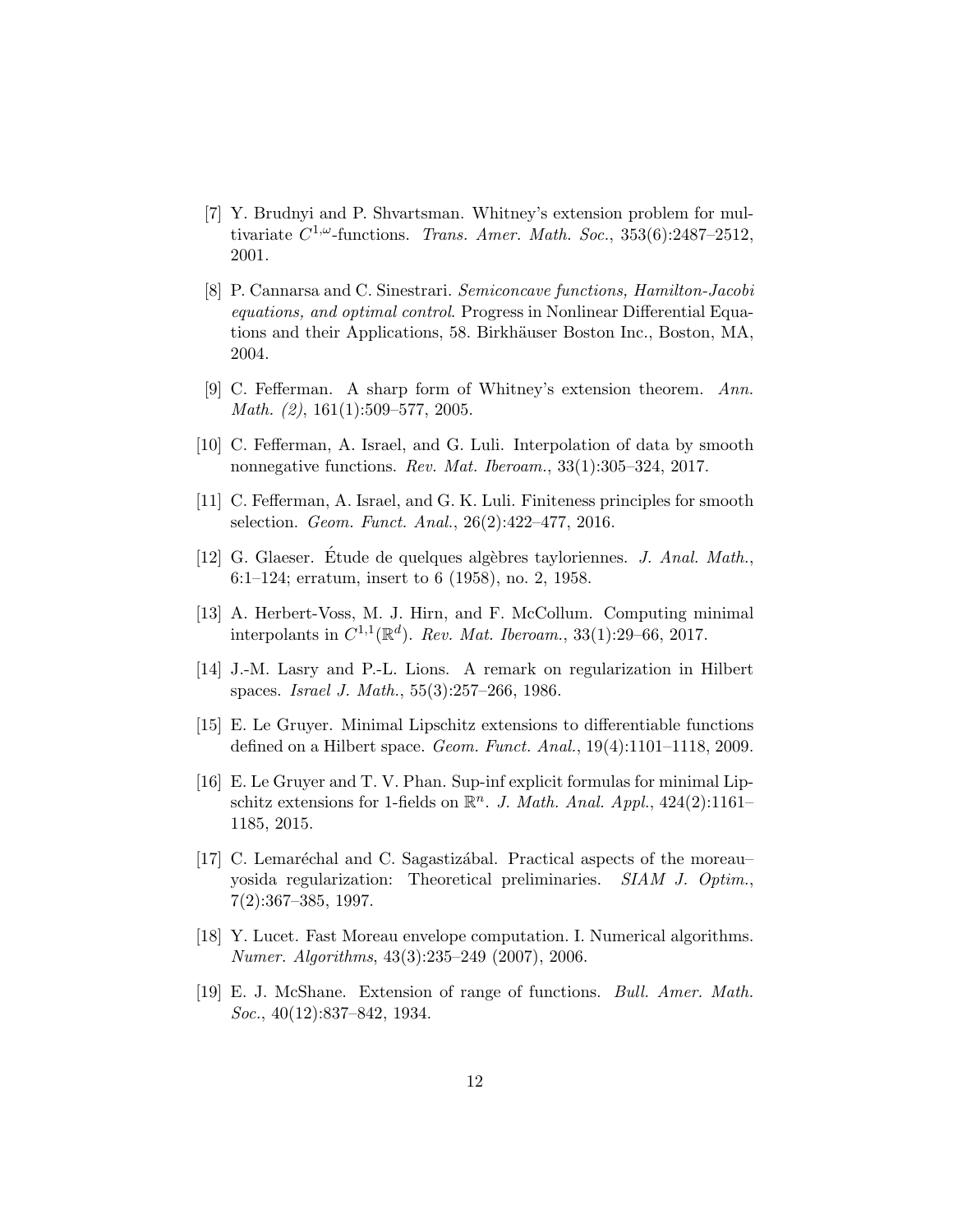[7] Y. Brudnyi and P. Shvartsman. Whitney's extension problem for multivariate $C^{1,\omega}$-functions. *Trans. Amer. Math. Soc.*, 353(6):2487–2512, 2001.

[8] P. Cannarsa and C. Sinestrari. *Semiconcave functions, Hamilton-Jacobi equations, and optimal control*. Progress in Nonlinear Differential Equations and their Applications, 58. Birkhäuser Boston Inc., Boston, MA, 2004.

[9] C. Fefferman. A sharp form of Whitney's extension theorem. *Ann. Math. (2)*, 161(1):509–577, 2005.

[10] C. Fefferman, A. Israel, and G. Luli. Interpolation of data by smooth nonnegative functions. *Rev. Mat. Iberoam.*, 33(1):305–324, 2017.

[11] C. Fefferman, A. Israel, and G. K. Luli. Finiteness principles for smooth selection. *Geom. Funct. Anal.*, 26(2):422–477, 2016.

[12] G. Glaeser. Étude de quelques algèbres tayloriennes. *J. Anal. Math.*, 6:1–124; erratum, insert to 6 (1958), no. 2, 1958.

[13] A. Herbert-Voss, M. J. Hirn, and F. McCollum. Computing minimal interpolants in $C^{1,1}(\mathbb{R}^d)$. *Rev. Mat. Iberoam.*, 33(1):29–66, 2017.

[14] J.-M. Lasry and P.-L. Lions. A remark on regularization in Hilbert spaces. *Israel J. Math.*, 55(3):257–266, 1986.

[15] E. Le Gruyer. Minimal Lipschitz extensions to differentiable functions defined on a Hilbert space. *Geom. Funct. Anal.*, 19(4):1101–1118, 2009.

[16] E. Le Gruyer and T. V. Phan. Sup-inf explicit formulas for minimal Lipschitz extensions for 1-fields on $\mathbb{R}^n$. *J. Math. Anal. Appl.*, 424(2):1161–1185, 2015.

[17] C. Lemaréchal and C. Sagastizábal. Practical aspects of the moreau–yosida regularization: Theoretical preliminaries. *SIAM J. Optim.*, 7(2):367–385, 1997.

[18] Y. Lucet. Fast Moreau envelope computation. I. Numerical algorithms. *Numer. Algorithms*, 43(3):235–249 (2007), 2006.

[19] E. J. McShane. Extension of range of functions. *Bull. Amer. Math. Soc.*, 40(12):837–842, 1934.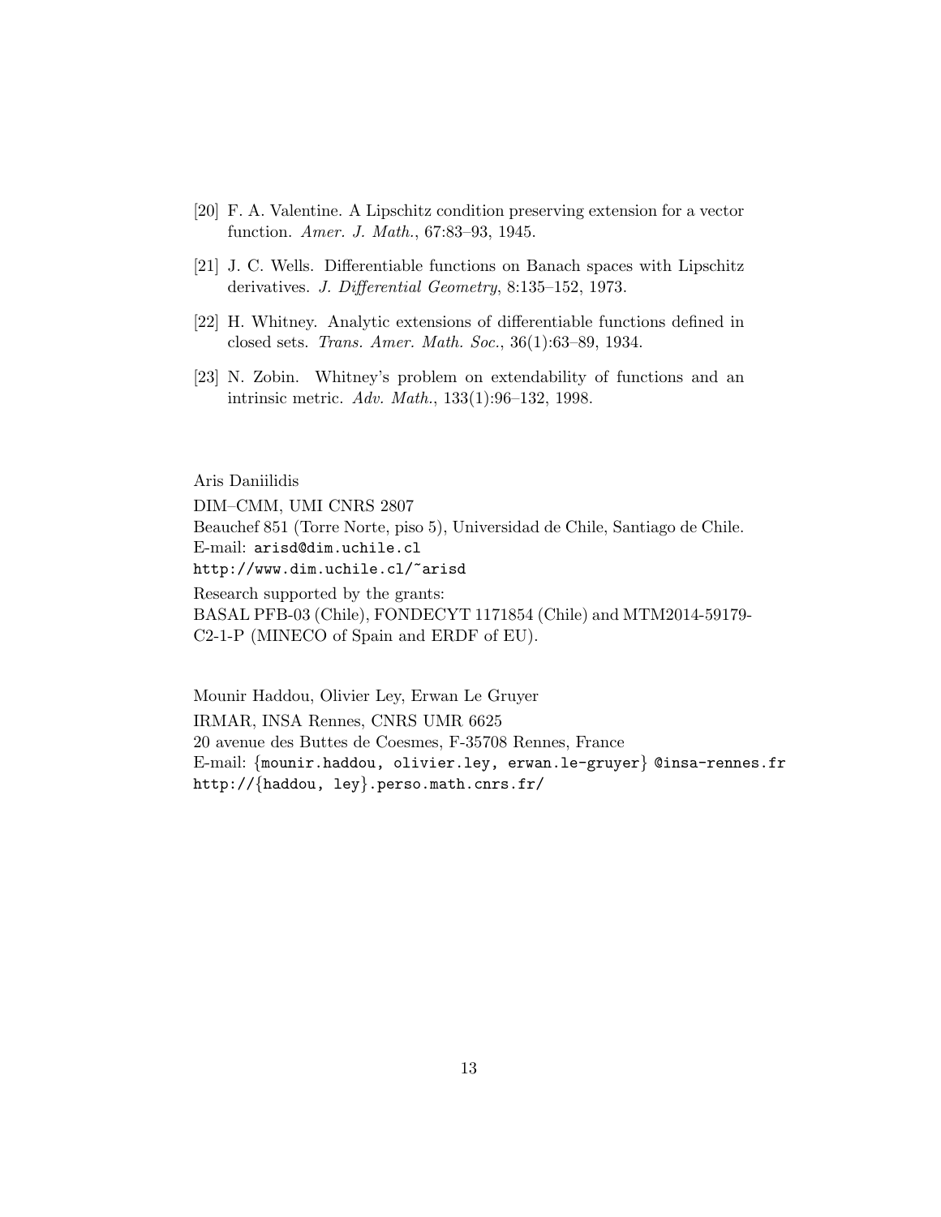[20] F. A. Valentine. A Lipschitz condition preserving extension for a vector function. *Amer. J. Math.*, 67:83–93, 1945.

[21] J. C. Wells. Differentiable functions on Banach spaces with Lipschitz derivatives. *J. Differential Geometry*, 8:135–152, 1973.

[22] H. Whitney. Analytic extensions of differentiable functions defined in closed sets. *Trans. Amer. Math. Soc.*, 36(1):63–89, 1934.

[23] N. Zobin. Whitney's problem on extendability of functions and an intrinsic metric. *Adv. Math.*, 133(1):96–132, 1998.

Aris Daniilidis

DIM–CMM, UMI CNRS 2807

Beauchef 851 (Torre Norte, piso 5), Universidad de Chile, Santiago de Chile.

E-mail: `arisd@dim.uchile.cl`

`http://www.dim.uchile.cl/~arisd`

Research supported by the grants:

BASAL PFB-03 (Chile), FONDECYT 1171854 (Chile) and MTM2014-59179-C2-1-P (MINECO of Spain and ERDF of EU).

Mounir Haddou, Olivier Ley, Erwan Le Gruyer

IRMAR, INSA Rennes, CNRS UMR 6625

20 avenue des Buttes de Coesmes, F-35708 Rennes, France

E-mail: {`mounir.haddou, olivier.ley, erwan.le-gruyer`} `@insa-rennes.fr`

`http://`{`haddou, ley`}`.perso.math.cnrs.fr/`